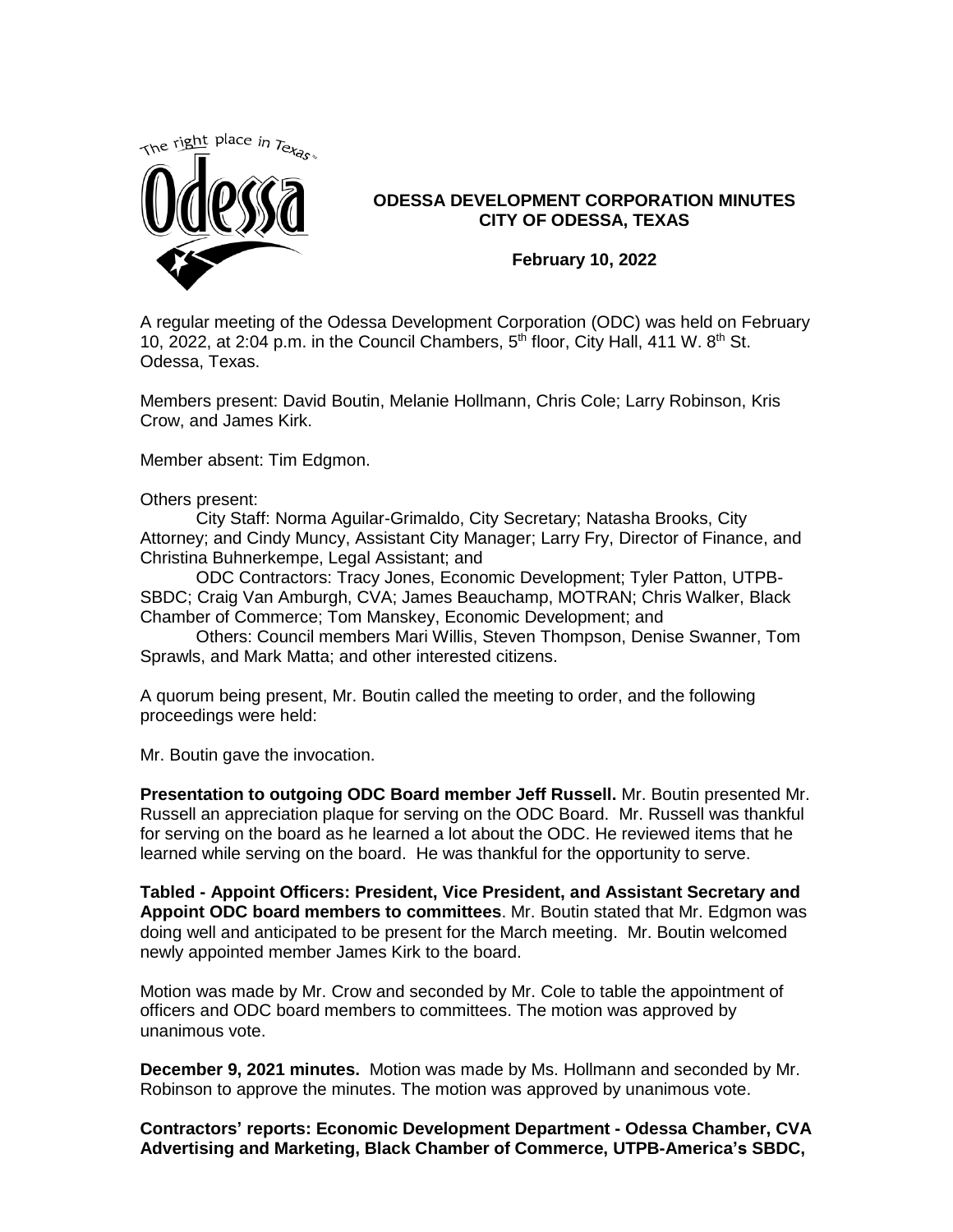# ODESSA DEVELOPMENT CORPORATION MINUTES
## CITY OF ODESSA, TEXAS

**February 10, 2022**

A regular meeting of the Odessa Development Corporation (ODC) was held on February 10, 2022, at 2:04 p.m. in the Council Chambers, 5th floor, City Hall, 411 W. 8th St. Odessa, Texas.

Members present: David Boutin, Melanie Hollmann, Chris Cole; Larry Robinson, Kris Crow, and James Kirk.

Member absent: Tim Edgmon.

Others present:

City Staff: Norma Aguilar-Grimaldo, City Secretary; Natasha Brooks, City Attorney; and Cindy Muncy, Assistant City Manager; Larry Fry, Director of Finance, and Christina Buhnerkempe, Legal Assistant; and

ODC Contractors: Tracy Jones, Economic Development; Tyler Patton, UTPB-SBDC; Craig Van Amburgh, CVA; James Beauchamp, MOTRAN; Chris Walker, Black Chamber of Commerce; Tom Manskey, Economic Development; and

Others: Council members Mari Willis, Steven Thompson, Denise Swanner, Tom Sprawls, and Mark Matta; and other interested citizens.

A quorum being present, Mr. Boutin called the meeting to order, and the following proceedings were held:

Mr. Boutin gave the invocation.

**Presentation to outgoing ODC Board member Jeff Russell.** Mr. Boutin presented Mr. Russell an appreciation plaque for serving on the ODC Board. Mr. Russell was thankful for serving on the board as he learned a lot about the ODC. He reviewed items that he learned while serving on the board. He was thankful for the opportunity to serve.

**Tabled - Appoint Officers: President, Vice President, and Assistant Secretary and Appoint ODC board members to committees**. Mr. Boutin stated that Mr. Edgmon was doing well and anticipated to be present for the March meeting. Mr. Boutin welcomed newly appointed member James Kirk to the board.

Motion was made by Mr. Crow and seconded by Mr. Cole to table the appointment of officers and ODC board members to committees. The motion was approved by unanimous vote.

**December 9, 2021 minutes.** Motion was made by Ms. Hollmann and seconded by Mr. Robinson to approve the minutes. The motion was approved by unanimous vote.

**Contractors' reports: Economic Development Department - Odessa Chamber, CVA Advertising and Marketing, Black Chamber of Commerce, UTPB-America's SBDC,**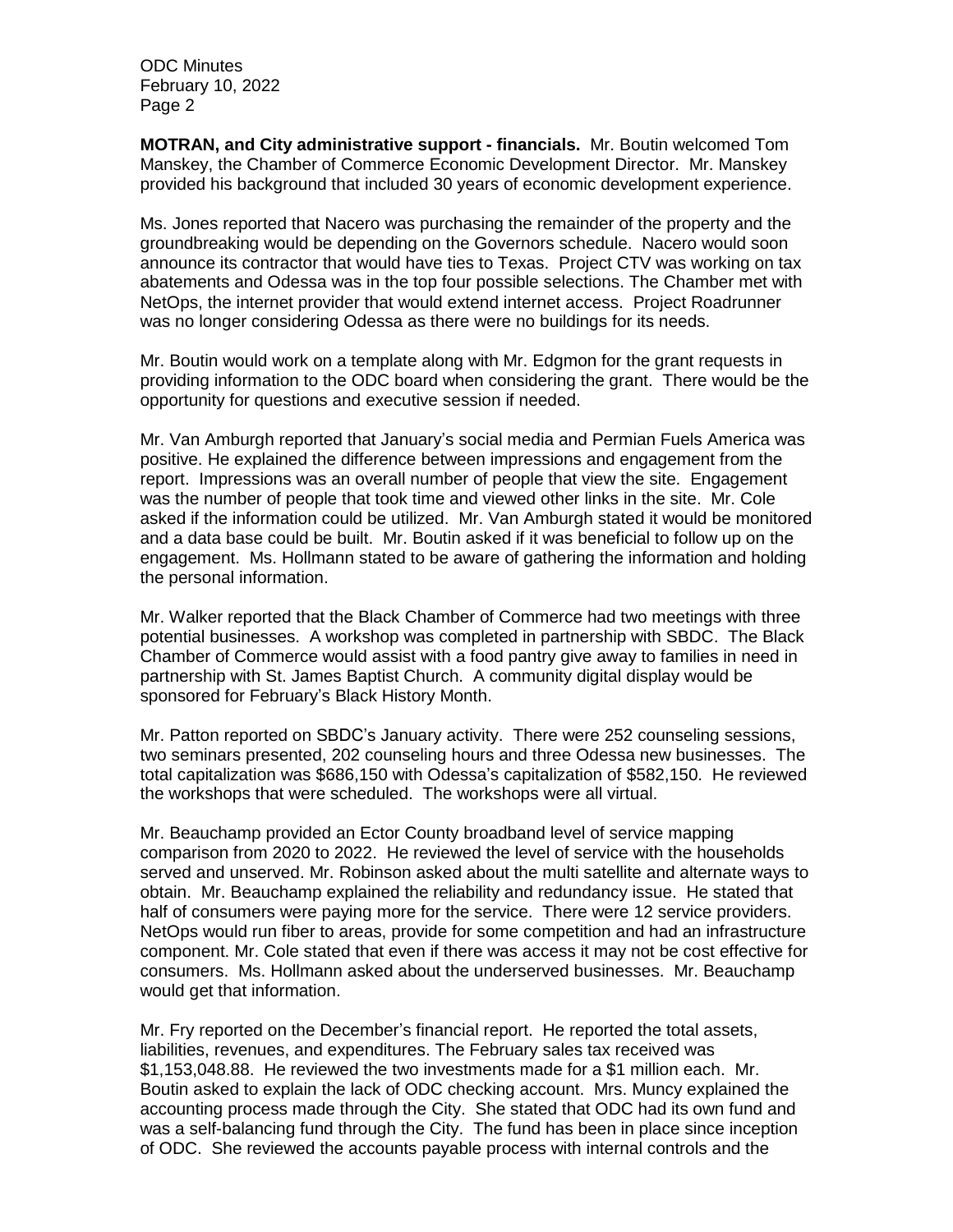**MOTRAN, and City administrative support - financials.** Mr. Boutin welcomed Tom Manskey, the Chamber of Commerce Economic Development Director. Mr. Manskey provided his background that included 30 years of economic development experience.

Ms. Jones reported that Nacero was purchasing the remainder of the property and the groundbreaking would be depending on the Governors schedule. Nacero would soon announce its contractor that would have ties to Texas. Project CTV was working on tax abatements and Odessa was in the top four possible selections. The Chamber met with NetOps, the internet provider that would extend internet access. Project Roadrunner was no longer considering Odessa as there were no buildings for its needs.

Mr. Boutin would work on a template along with Mr. Edgmon for the grant requests in providing information to the ODC board when considering the grant. There would be the opportunity for questions and executive session if needed.

Mr. Van Amburgh reported that January's social media and Permian Fuels America was positive. He explained the difference between impressions and engagement from the report. Impressions was an overall number of people that view the site. Engagement was the number of people that took time and viewed other links in the site. Mr. Cole asked if the information could be utilized. Mr. Van Amburgh stated it would be monitored and a data base could be built. Mr. Boutin asked if it was beneficial to follow up on the engagement. Ms. Hollmann stated to be aware of gathering the information and holding the personal information.

Mr. Walker reported that the Black Chamber of Commerce had two meetings with three potential businesses. A workshop was completed in partnership with SBDC. The Black Chamber of Commerce would assist with a food pantry give away to families in need in partnership with St. James Baptist Church. A community digital display would be sponsored for February's Black History Month.

Mr. Patton reported on SBDC's January activity. There were 252 counseling sessions, two seminars presented, 202 counseling hours and three Odessa new businesses. The total capitalization was $686,150 with Odessa's capitalization of $582,150. He reviewed the workshops that were scheduled. The workshops were all virtual.

Mr. Beauchamp provided an Ector County broadband level of service mapping comparison from 2020 to 2022. He reviewed the level of service with the households served and unserved. Mr. Robinson asked about the multi satellite and alternate ways to obtain. Mr. Beauchamp explained the reliability and redundancy issue. He stated that half of consumers were paying more for the service. There were 12 service providers. NetOps would run fiber to areas, provide for some competition and had an infrastructure component. Mr. Cole stated that even if there was access it may not be cost effective for consumers. Ms. Hollmann asked about the underserved businesses. Mr. Beauchamp would get that information.

Mr. Fry reported on the December's financial report. He reported the total assets, liabilities, revenues, and expenditures. The February sales tax received was $1,153,048.88. He reviewed the two investments made for a $1 million each. Mr. Boutin asked to explain the lack of ODC checking account. Mrs. Muncy explained the accounting process made through the City. She stated that ODC had its own fund and was a self-balancing fund through the City. The fund has been in place since inception of ODC. She reviewed the accounts payable process with internal controls and the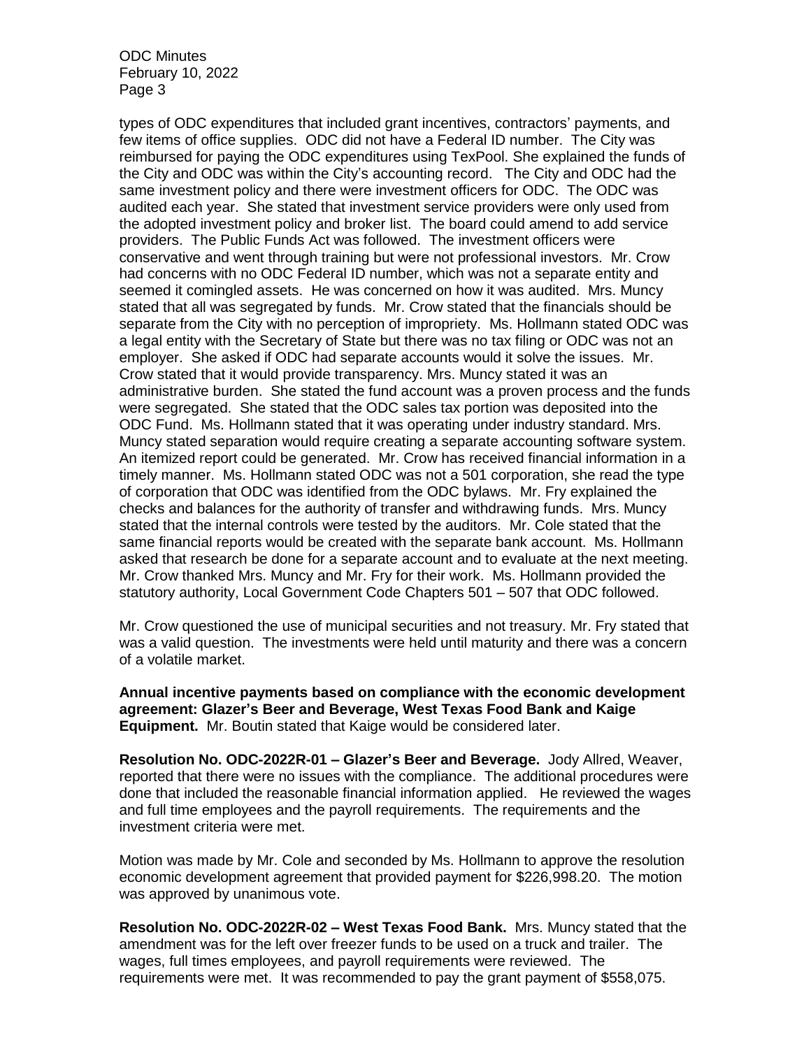types of ODC expenditures that included grant incentives, contractors' payments, and few items of office supplies. ODC did not have a Federal ID number. The City was reimbursed for paying the ODC expenditures using TexPool. She explained the funds of the City and ODC was within the City's accounting record. The City and ODC had the same investment policy and there were investment officers for ODC. The ODC was audited each year. She stated that investment service providers were only used from the adopted investment policy and broker list. The board could amend to add service providers. The Public Funds Act was followed. The investment officers were conservative and went through training but were not professional investors. Mr. Crow had concerns with no ODC Federal ID number, which was not a separate entity and seemed it comingled assets. He was concerned on how it was audited. Mrs. Muncy stated that all was segregated by funds. Mr. Crow stated that the financials should be separate from the City with no perception of impropriety. Ms. Hollmann stated ODC was a legal entity with the Secretary of State but there was no tax filing or ODC was not an employer. She asked if ODC had separate accounts would it solve the issues. Mr. Crow stated that it would provide transparency. Mrs. Muncy stated it was an administrative burden. She stated the fund account was a proven process and the funds were segregated. She stated that the ODC sales tax portion was deposited into the ODC Fund. Ms. Hollmann stated that it was operating under industry standard. Mrs. Muncy stated separation would require creating a separate accounting software system. An itemized report could be generated. Mr. Crow has received financial information in a timely manner. Ms. Hollmann stated ODC was not a 501 corporation, she read the type of corporation that ODC was identified from the ODC bylaws. Mr. Fry explained the checks and balances for the authority of transfer and withdrawing funds. Mrs. Muncy stated that the internal controls were tested by the auditors. Mr. Cole stated that the same financial reports would be created with the separate bank account. Ms. Hollmann asked that research be done for a separate account and to evaluate at the next meeting. Mr. Crow thanked Mrs. Muncy and Mr. Fry for their work. Ms. Hollmann provided the statutory authority, Local Government Code Chapters 501 – 507 that ODC followed.

Mr. Crow questioned the use of municipal securities and not treasury. Mr. Fry stated that was a valid question. The investments were held until maturity and there was a concern of a volatile market.

**Annual incentive payments based on compliance with the economic development agreement: Glazer's Beer and Beverage, West Texas Food Bank and Kaige Equipment.** Mr. Boutin stated that Kaige would be considered later.

**Resolution No. ODC-2022R-01 – Glazer's Beer and Beverage.** Jody Allred, Weaver, reported that there were no issues with the compliance. The additional procedures were done that included the reasonable financial information applied. He reviewed the wages and full time employees and the payroll requirements. The requirements and the investment criteria were met.

Motion was made by Mr. Cole and seconded by Ms. Hollmann to approve the resolution economic development agreement that provided payment for $226,998.20. The motion was approved by unanimous vote.

**Resolution No. ODC-2022R-02 – West Texas Food Bank.** Mrs. Muncy stated that the amendment was for the left over freezer funds to be used on a truck and trailer. The wages, full times employees, and payroll requirements were reviewed. The requirements were met. It was recommended to pay the grant payment of $558,075.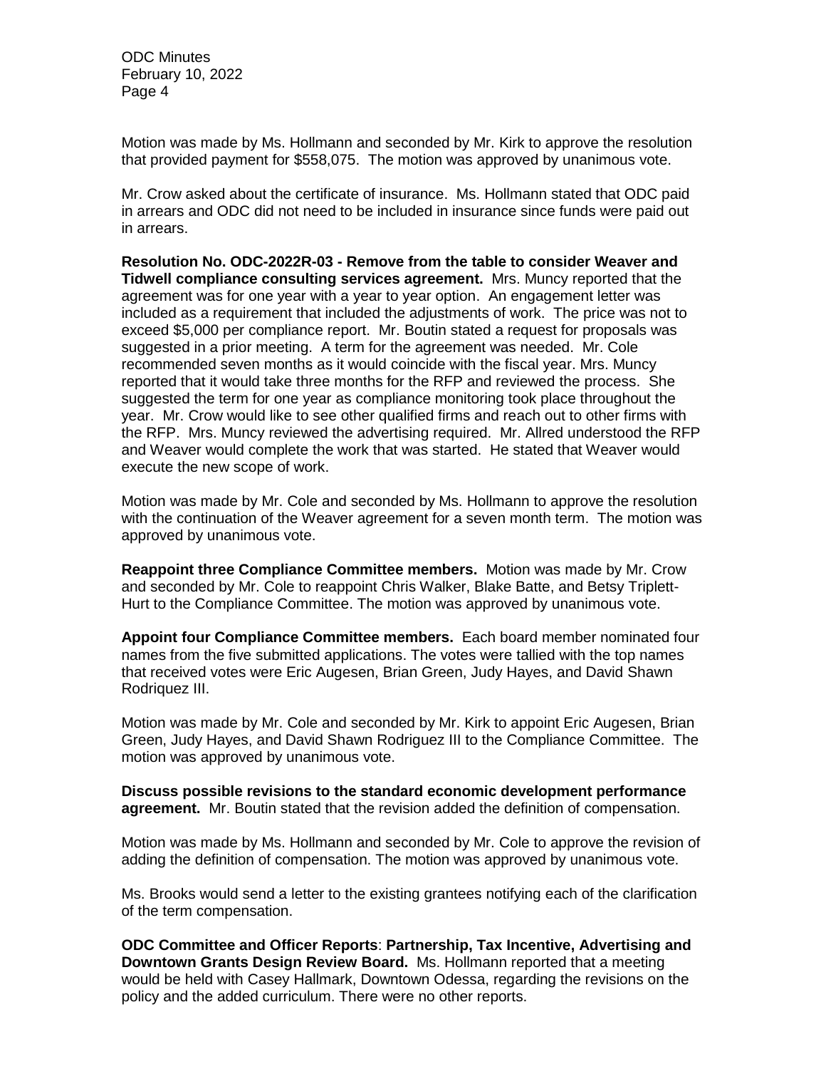Motion was made by Ms. Hollmann and seconded by Mr. Kirk to approve the resolution that provided payment for $558,075. The motion was approved by unanimous vote.

Mr. Crow asked about the certificate of insurance. Ms. Hollmann stated that ODC paid in arrears and ODC did not need to be included in insurance since funds were paid out in arrears.

**Resolution No. ODC-2022R-03 - Remove from the table to consider Weaver and Tidwell compliance consulting services agreement.** Mrs. Muncy reported that the agreement was for one year with a year to year option. An engagement letter was included as a requirement that included the adjustments of work. The price was not to exceed $5,000 per compliance report. Mr. Boutin stated a request for proposals was suggested in a prior meeting. A term for the agreement was needed. Mr. Cole recommended seven months as it would coincide with the fiscal year. Mrs. Muncy reported that it would take three months for the RFP and reviewed the process. She suggested the term for one year as compliance monitoring took place throughout the year. Mr. Crow would like to see other qualified firms and reach out to other firms with the RFP. Mrs. Muncy reviewed the advertising required. Mr. Allred understood the RFP and Weaver would complete the work that was started. He stated that Weaver would execute the new scope of work.

Motion was made by Mr. Cole and seconded by Ms. Hollmann to approve the resolution with the continuation of the Weaver agreement for a seven month term. The motion was approved by unanimous vote.

**Reappoint three Compliance Committee members.** Motion was made by Mr. Crow and seconded by Mr. Cole to reappoint Chris Walker, Blake Batte, and Betsy Triplett-Hurt to the Compliance Committee. The motion was approved by unanimous vote.

**Appoint four Compliance Committee members.** Each board member nominated four names from the five submitted applications. The votes were tallied with the top names that received votes were Eric Augesen, Brian Green, Judy Hayes, and David Shawn Rodriquez III.

Motion was made by Mr. Cole and seconded by Mr. Kirk to appoint Eric Augesen, Brian Green, Judy Hayes, and David Shawn Rodriguez III to the Compliance Committee. The motion was approved by unanimous vote.

**Discuss possible revisions to the standard economic development performance agreement.** Mr. Boutin stated that the revision added the definition of compensation.

Motion was made by Ms. Hollmann and seconded by Mr. Cole to approve the revision of adding the definition of compensation. The motion was approved by unanimous vote.

Ms. Brooks would send a letter to the existing grantees notifying each of the clarification of the term compensation.

**ODC Committee and Officer Reports**: **Partnership, Tax Incentive, Advertising and Downtown Grants Design Review Board.** Ms. Hollmann reported that a meeting would be held with Casey Hallmark, Downtown Odessa, regarding the revisions on the policy and the added curriculum. There were no other reports.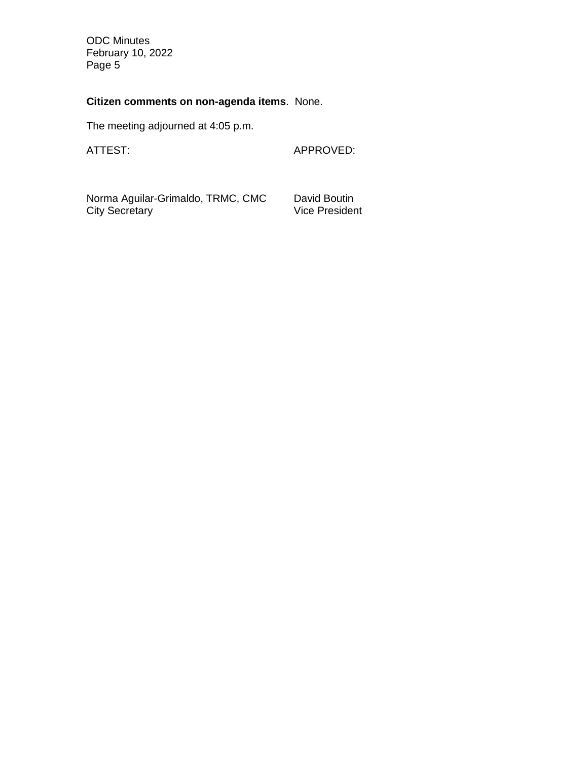**Citizen comments on non-agenda items**. None.

The meeting adjourned at 4:05 p.m.

ATTEST:

Norma Aguilar-Grimaldo, TRMC, CMC
City Secretary

APPROVED:

David Boutin
Vice President